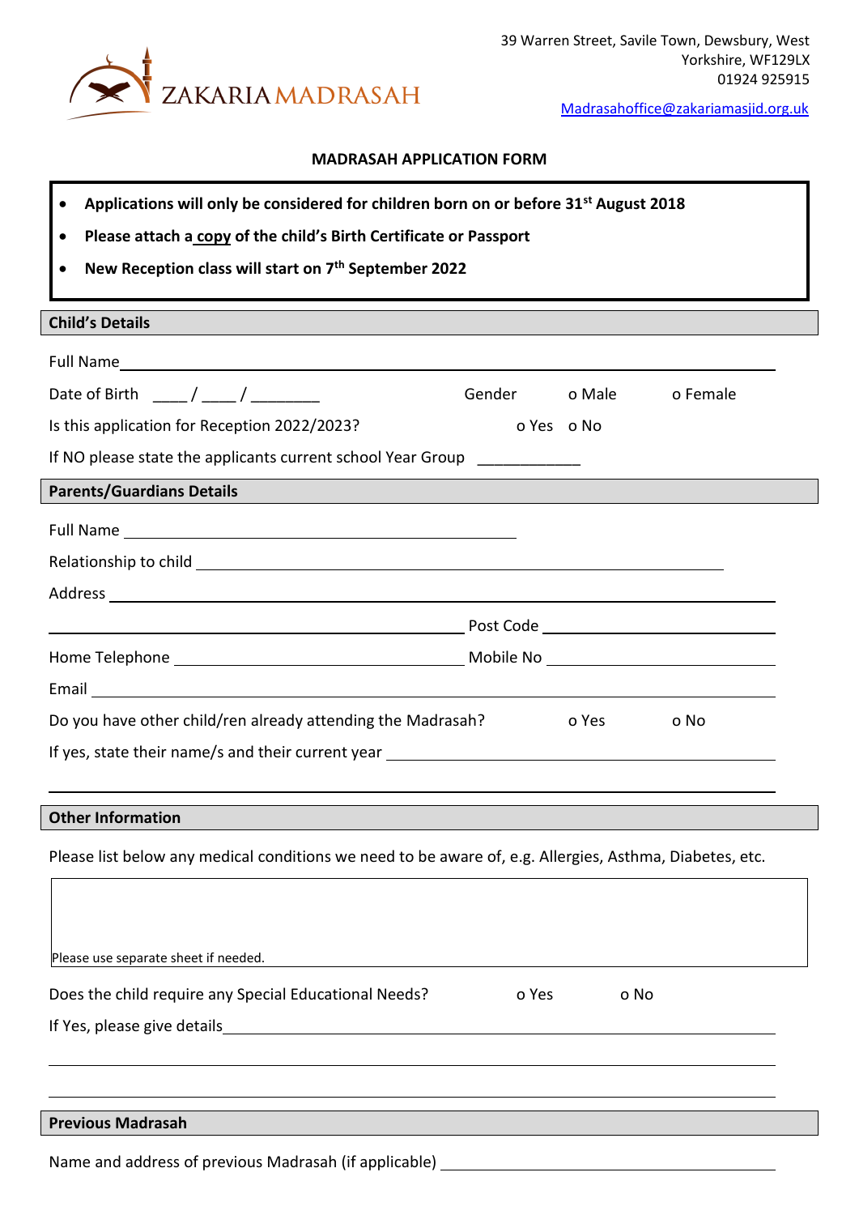ZAKARIA MADRASAH

39 Warren Street, Savile Town, Dewsbury, West Yorkshire, WF129LX
01924 925915
Madrasahoffice@zakariamasjid.org.uk

## MADRASAH APPLICATION FORM

- **Applications will only be considered for children born on or before 31st August 2018**
- **Please attach a copy of the child's Birth Certificate or Passport**
- **New Reception class will start on 7th September 2022**

### Child's Details

Full Name ________________________________________________

Date of Birth ____ / ____ / ________ Gender o Male o Female

Is this application for Reception 2022/2023? o Yes o No

If NO please state the applicants current school Year Group ____________

### Parents/Guardians Details

Full Name ________________________________________________

Relationship to child ________________________________________________

Address ________________________________________________

________________________________________________ Post Code ____________________

Home Telephone ______________________________ Mobile No ______________________

Email ________________________________________________

Do you have other child/ren already attending the Madrasah? o Yes o No

If yes, state their name/s and their current year ________________________________________________

________________________________________________

### Other Information

Please list below any medical conditions we need to be aware of, e.g. Allergies, Asthma, Diabetes, etc.

Please use separate sheet if needed.

Does the child require any Special Educational Needs? o Yes o No

If Yes, please give details________________________________________________

________________________________________________

________________________________________________

### Previous Madrasah

Name and address of previous Madrasah (if applicable) ________________________________________________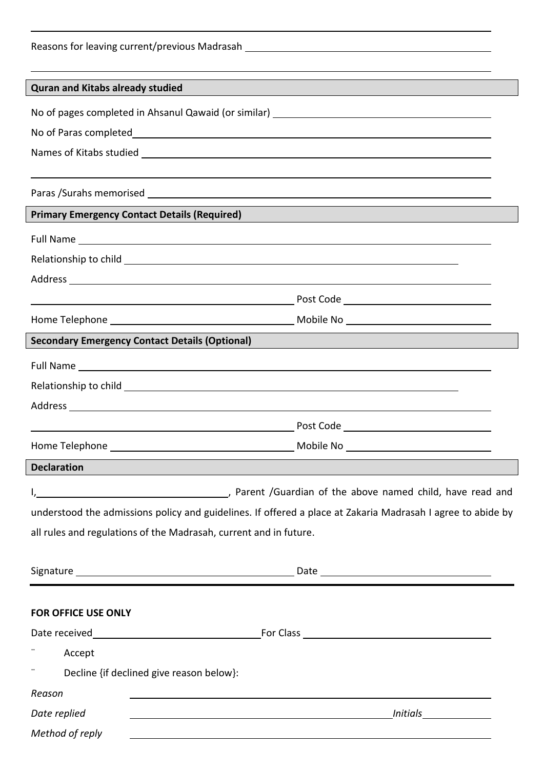Reasons for leaving current/previous Madrasah \_\_\_\_\_\_\_\_\_\_\_\_\_\_\_\_\_\_\_\_\_\_\_\_\_\_\_\_\_\_

**Quran and Kitabs already studied**

No of pages completed in Ahsanul Qawaid (or similar) \_\_\_\_\_\_\_\_\_\_\_\_\_\_\_\_\_\_\_\_\_\_\_\_

No of Paras completed \_\_\_\_\_\_\_\_\_\_\_\_\_\_\_\_\_\_\_\_\_\_\_\_\_\_\_\_\_\_\_\_\_\_\_\_\_\_\_\_

Names of Kitabs studied \_\_\_\_\_\_\_\_\_\_\_\_\_\_\_\_\_\_\_\_\_\_\_\_\_\_\_\_\_\_\_\_\_\_\_\_\_\_\_\_

Paras /Surahs memorised \_\_\_\_\_\_\_\_\_\_\_\_\_\_\_\_\_\_\_\_\_\_\_\_\_\_\_\_\_\_\_\_\_\_\_\_\_\_\_\_

**Primary Emergency Contact Details (Required)**

Full Name \_\_\_\_\_\_\_\_\_\_\_\_\_\_\_\_\_\_\_\_\_\_\_\_\_\_\_\_\_\_\_\_\_\_\_\_\_\_\_\_

Relationship to child \_\_\_\_\_\_\_\_\_\_\_\_\_\_\_\_\_\_\_\_\_\_\_\_\_\_\_\_\_\_\_\_\_\_\_\_\_\_\_\_

Address \_\_\_\_\_\_\_\_\_\_\_\_\_\_\_\_\_\_\_\_\_\_\_\_\_\_\_\_\_\_\_\_\_\_\_\_\_\_\_\_

\_\_\_\_\_\_\_\_\_\_\_\_\_\_\_\_\_\_\_\_\_\_\_\_ Post Code \_\_\_\_\_\_\_\_\_\_\_\_\_\_\_\_

Home Telephone \_\_\_\_\_\_\_\_\_\_\_\_\_\_\_\_\_\_\_\_ Mobile No \_\_\_\_\_\_\_\_\_\_\_\_\_\_\_\_

**Secondary Emergency Contact Details (Optional)**

Full Name \_\_\_\_\_\_\_\_\_\_\_\_\_\_\_\_\_\_\_\_\_\_\_\_\_\_\_\_\_\_\_\_\_\_\_\_\_\_\_\_

Relationship to child \_\_\_\_\_\_\_\_\_\_\_\_\_\_\_\_\_\_\_\_\_\_\_\_\_\_\_\_\_\_\_\_\_\_\_\_\_\_\_\_

Address \_\_\_\_\_\_\_\_\_\_\_\_\_\_\_\_\_\_\_\_\_\_\_\_\_\_\_\_\_\_\_\_\_\_\_\_\_\_\_\_

\_\_\_\_\_\_\_\_\_\_\_\_\_\_\_\_\_\_\_\_\_\_\_\_ Post Code \_\_\_\_\_\_\_\_\_\_\_\_\_\_\_\_

Home Telephone \_\_\_\_\_\_\_\_\_\_\_\_\_\_\_\_\_\_\_\_ Mobile No \_\_\_\_\_\_\_\_\_\_\_\_\_\_\_\_

**Declaration**

I, \_\_\_\_\_\_\_\_\_\_\_\_\_\_\_\_\_\_\_\_\_\_\_\_, Parent /Guardian of the above named child, have read and understood the admissions policy and guidelines. If offered a place at Zakaria Madrasah I agree to abide by all rules and regulations of the Madrasah, current and in future.

Signature \_\_\_\_\_\_\_\_\_\_\_\_\_\_\_\_\_\_\_\_\_\_\_\_ Date \_\_\_\_\_\_\_\_\_\_\_\_\_\_\_\_

---

**FOR OFFICE USE ONLY**

Date received \_\_\_\_\_\_\_\_\_\_\_\_\_\_\_\_\_\_\_\_ For Class \_\_\_\_\_\_\_\_\_\_\_\_\_\_\_\_\_\_\_\_

- Accept
- Decline {if declined give reason below}:

*Reason* \_\_\_\_\_\_\_\_\_\_\_\_\_\_\_\_\_\_\_\_\_\_\_\_\_\_\_\_\_\_\_\_\_\_\_\_\_\_\_\_

*Date replied* \_\_\_\_\_\_\_\_\_\_\_\_\_\_\_\_\_\_\_\_\_\_\_\_ *Initials* \_\_\_\_\_\_\_\_

*Method of reply* \_\_\_\_\_\_\_\_\_\_\_\_\_\_\_\_\_\_\_\_\_\_\_\_\_\_\_\_\_\_\_\_\_\_\_\_\_\_\_\_